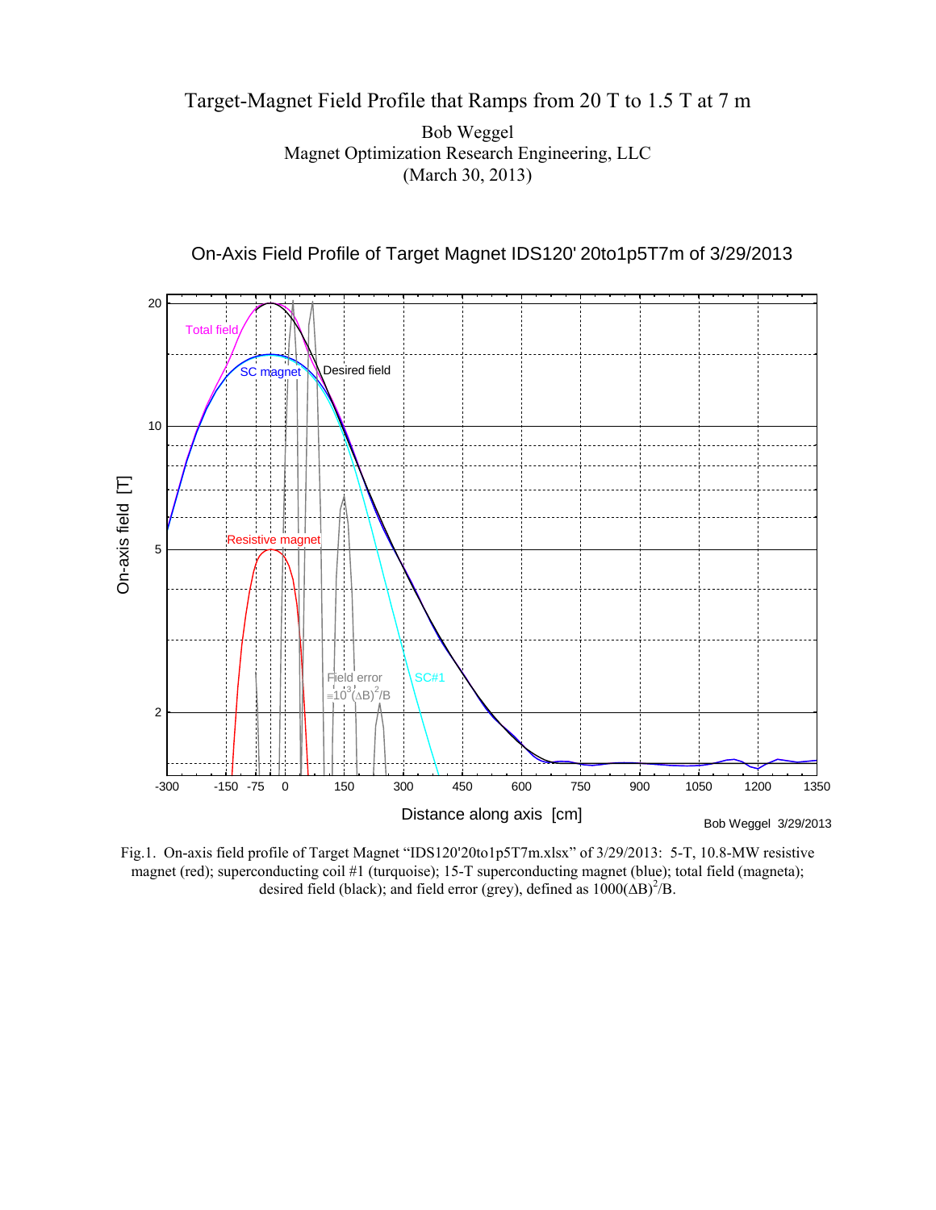# Target-Magnet Field Profile that Ramps from 20 T to 1.5 T at 7 m

Bob Weggel
Magnet Optimization Research Engineering, LLC
(March 30, 2013)

Fig.1. On-axis field profile of Target Magnet "IDS120'20to1p5T7m.xlsx" of 3/29/2013: 5-T, 10.8-MW resistive magnet (red); superconducting coil #1 (turquoise); 15-T superconducting magnet (blue); total field (magneta); desired field (black); and field error (grey), defined as $1000(\Delta B)^2/B$.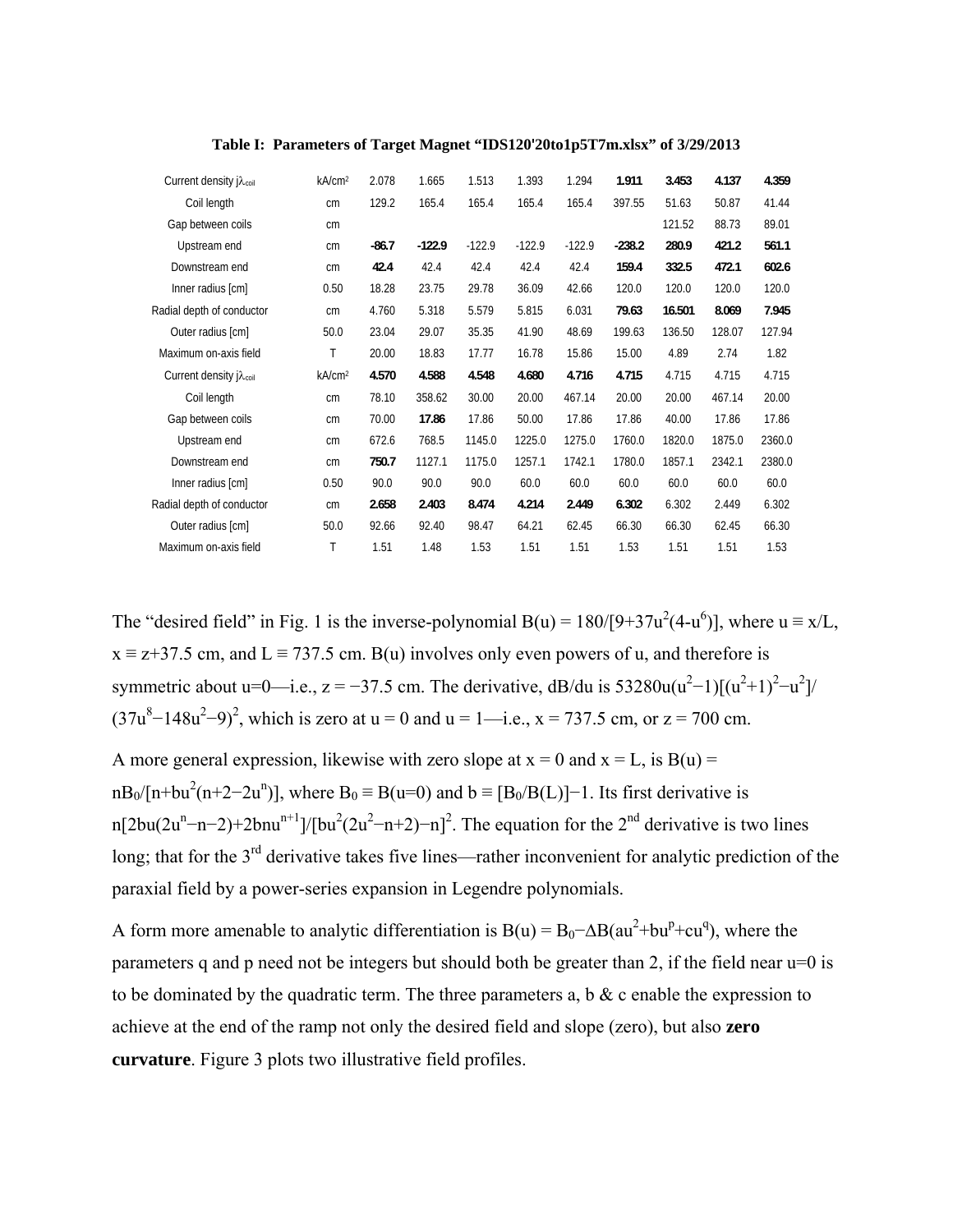**Table I: Parameters of Target Magnet "IDS120'20to1p5T7m.xlsx" of 3/29/2013**

| | | | | | | | | | | |
|---|---|---|---|---|---|---|---|---|---|---|
| Current density $j\lambda_{coil}$ | kA/cm² | 2.078 | 1.665 | 1.513 | 1.393 | 1.294 | **1.911** | **3.453** | **4.137** | **4.359** |
| Coil length | cm | 129.2 | 165.4 | 165.4 | 165.4 | 165.4 | 397.55 | 51.63 | 50.87 | 41.44 |
| Gap between coils | cm | | | | | | | 121.52 | 88.73 | 89.01 |
| Upstream end | cm | **-86.7** | **-122.9** | -122.9 | -122.9 | -122.9 | **-238.2** | **280.9** | **421.2** | **561.1** |
| Downstream end | cm | **42.4** | 42.4 | 42.4 | 42.4 | 42.4 | **159.4** | **332.5** | **472.1** | **602.6** |
| Inner radius [cm] | 0.50 | 18.28 | 23.75 | 29.78 | 36.09 | 42.66 | 120.0 | 120.0 | 120.0 | 120.0 |
| Radial depth of conductor | cm | 4.760 | 5.318 | 5.579 | 5.815 | 6.031 | **79.63** | **16.501** | **8.069** | **7.945** |
| Outer radius [cm] | 50.0 | 23.04 | 29.07 | 35.35 | 41.90 | 48.69 | 199.63 | 136.50 | 128.07 | 127.94 |
| Maximum on-axis field | T | 20.00 | 18.83 | 17.77 | 16.78 | 15.86 | 15.00 | 4.89 | 2.74 | 1.82 |
| Current density $j\lambda_{coil}$ | kA/cm² | **4.570** | **4.588** | **4.548** | **4.680** | **4.716** | **4.715** | 4.715 | 4.715 | 4.715 |
| Coil length | cm | 78.10 | 358.62 | 30.00 | 20.00 | 467.14 | 20.00 | 20.00 | 467.14 | 20.00 |
| Gap between coils | cm | 70.00 | **17.86** | 17.86 | 50.00 | 17.86 | 17.86 | 40.00 | 17.86 | 17.86 |
| Upstream end | cm | 672.6 | 768.5 | 1145.0 | 1225.0 | 1275.0 | 1760.0 | 1820.0 | 1875.0 | 2360.0 |
| Downstream end | cm | **750.7** | 1127.1 | 1175.0 | 1257.1 | 1742.1 | 1780.0 | 1857.1 | 2342.1 | 2380.0 |
| Inner radius [cm] | 0.50 | 90.0 | 90.0 | 90.0 | 60.0 | 60.0 | 60.0 | 60.0 | 60.0 | 60.0 |
| Radial depth of conductor | cm | **2.658** | **2.403** | **8.474** | **4.214** | **2.449** | **6.302** | 6.302 | 2.449 | 6.302 |
| Outer radius [cm] | 50.0 | 92.66 | 92.40 | 98.47 | 64.21 | 62.45 | 66.30 | 66.30 | 62.45 | 66.30 |
| Maximum on-axis field | T | 1.51 | 1.48 | 1.53 | 1.51 | 1.51 | 1.53 | 1.51 | 1.51 | 1.53 |

The "desired field" in Fig. 1 is the inverse-polynomial $B(u) = 180/[9+37u^2(4-u^6)]$, where $u \equiv x/L$, $x \equiv z+37.5$ cm, and $L \equiv 737.5$ cm. $B(u)$ involves only even powers of u, and therefore is symmetric about u=0—i.e., z = −37.5 cm. The derivative, $dB/du$ is $53280u(u^2-1)[(u^2+1)^2-u^2]/(37u^8-148u^2-9)^2$, which is zero at u = 0 and u = 1—i.e., x = 737.5 cm, or z = 700 cm.

A more general expression, likewise with zero slope at x = 0 and x = L, is $B(u) = nB_0/[n+bu^2(n+2-2u^n)]$, where $B_0 \equiv B(u{=}0)$ and $b \equiv [B_0/B(L)]-1$. Its first derivative is $n[2bu(2u^n-n-2)+2bnu^{n+1}]/[bu^2(2u^2-n+2)-n]^2$. The equation for the 2nd derivative is two lines long; that for the 3rd derivative takes five lines—rather inconvenient for analytic prediction of the paraxial field by a power-series expansion in Legendre polynomials.

A form more amenable to analytic differentiation is $B(u) = B_0-\Delta B(au^2+bu^p+cu^q)$, where the parameters q and p need not be integers but should both be greater than 2, if the field near u=0 is to be dominated by the quadratic term. The three parameters a, b & c enable the expression to achieve at the end of the ramp not only the desired field and slope (zero), but also **zero curvature**. Figure 3 plots two illustrative field profiles.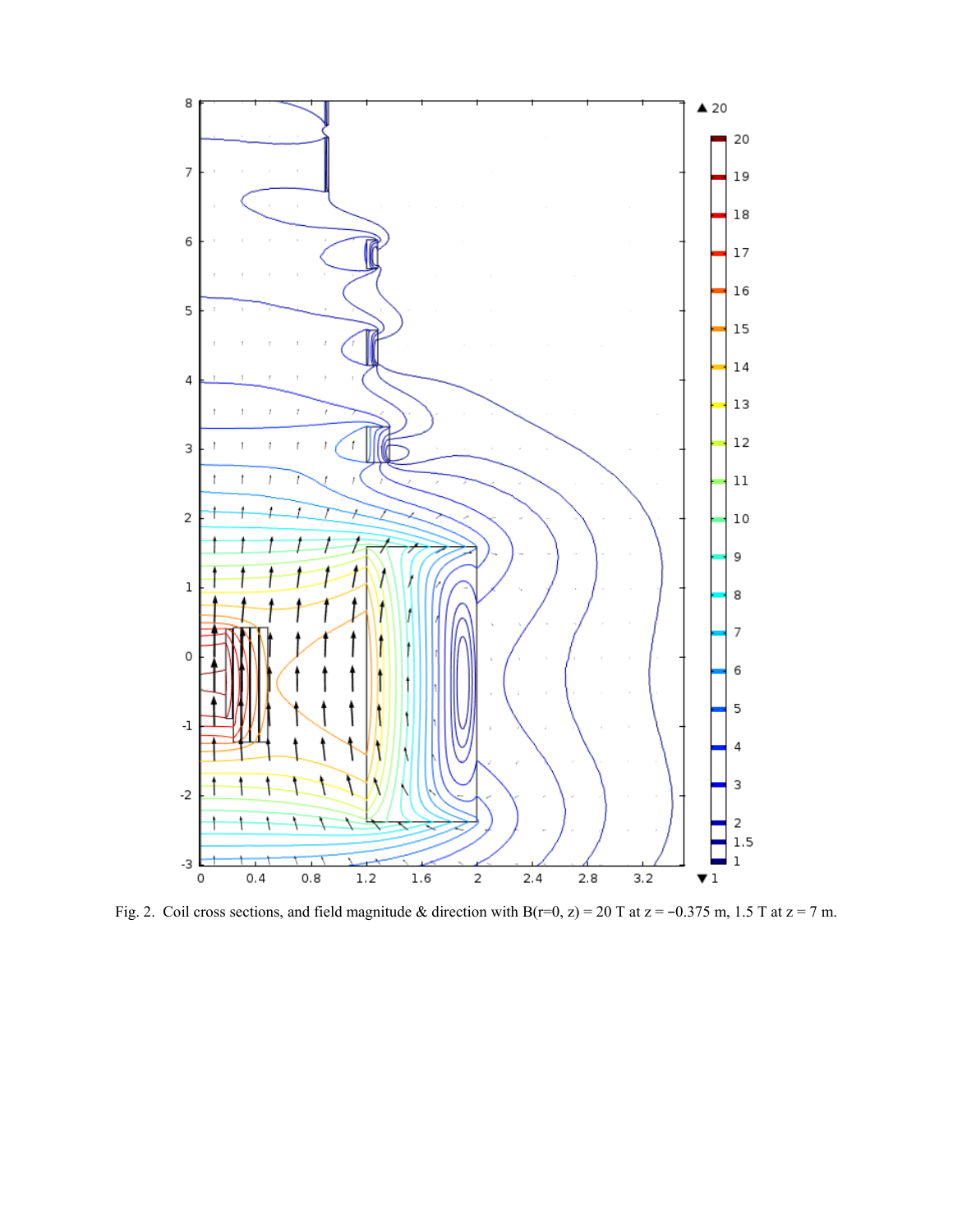Fig. 2. Coil cross sections, and field magnitude & direction with $B(r=0, z) = 20$ T at $z = -0.375$ m, 1.5 T at $z = 7$ m.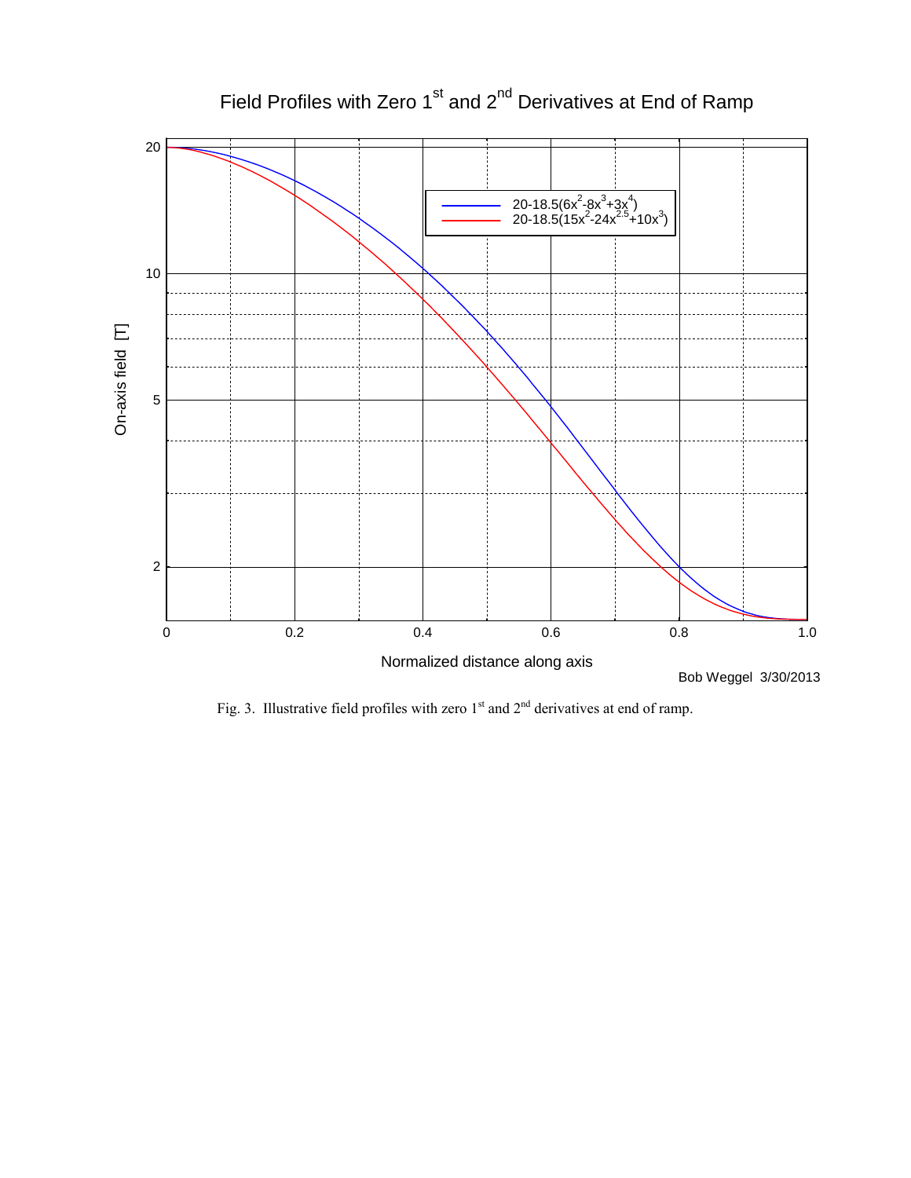Field Profiles with Zero 1st and 2nd Derivatives at End of Ramp

20

10

5

2

0

0.2

0.4

0.6

0.8

1.0

On-axis field [T]

Normalized distance along axis

$20-18.5(6x^2-8x^3+3x^4)$

$20-18.5(15x^2-24x^{2.5}+10x^3)$

Bob Weggel 3/30/2013

Fig. 3. Illustrative field profiles with zero 1st and 2nd derivatives at end of ramp.